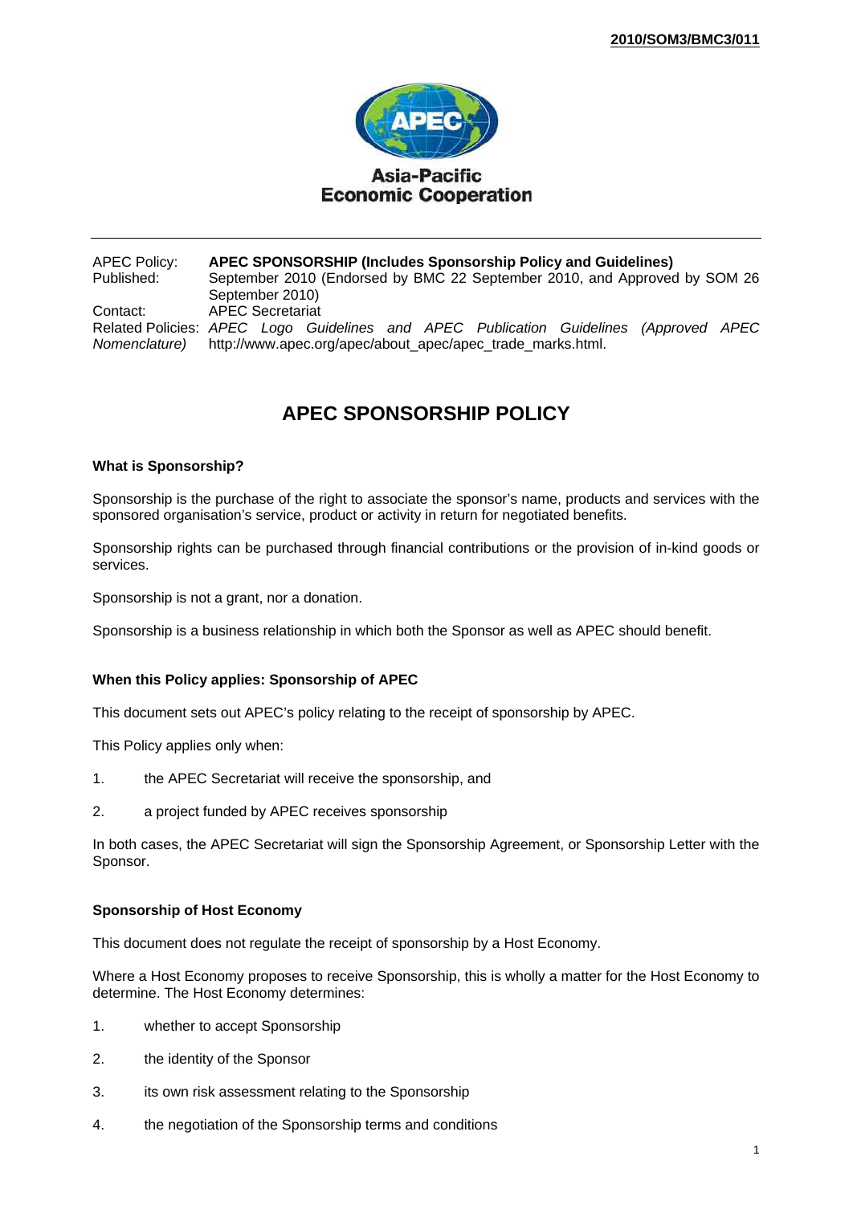**2010/SOM3/BMC3/011**

Asia-Pacific
Economic Cooperation

| | |
|---|---|
| APEC Policy: | **APEC SPONSORSHIP (Includes Sponsorship Policy and Guidelines)** |
| Published: | September 2010 (Endorsed by BMC 22 September 2010, and Approved by SOM 26 September 2010) |
| Contact: | APEC Secretariat |
| Related Policies: | *APEC Logo Guidelines and APEC Publication Guidelines (Approved APEC Nomenclature)* http://www.apec.org/apec/about_apec/apec_trade_marks.html. |

# APEC SPONSORSHIP POLICY

### What is Sponsorship?

Sponsorship is the purchase of the right to associate the sponsor's name, products and services with the sponsored organisation's service, product or activity in return for negotiated benefits.

Sponsorship rights can be purchased through financial contributions or the provision of in-kind goods or services.

Sponsorship is not a grant, nor a donation.

Sponsorship is a business relationship in which both the Sponsor as well as APEC should benefit.

### When this Policy applies: Sponsorship of APEC

This document sets out APEC's policy relating to the receipt of sponsorship by APEC.

This Policy applies only when:

1. the APEC Secretariat will receive the sponsorship, and
2. a project funded by APEC receives sponsorship

In both cases, the APEC Secretariat will sign the Sponsorship Agreement, or Sponsorship Letter with the Sponsor.

### Sponsorship of Host Economy

This document does not regulate the receipt of sponsorship by a Host Economy.

Where a Host Economy proposes to receive Sponsorship, this is wholly a matter for the Host Economy to determine. The Host Economy determines:

1. whether to accept Sponsorship
2. the identity of the Sponsor
3. its own risk assessment relating to the Sponsorship
4. the negotiation of the Sponsorship terms and conditions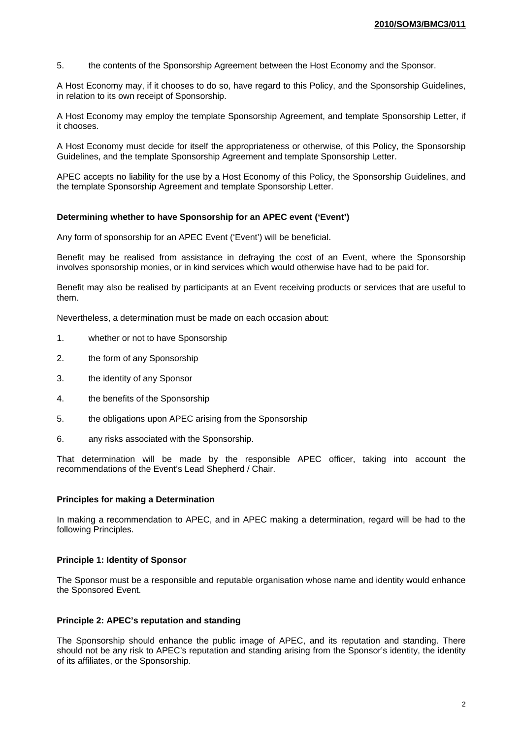5. the contents of the Sponsorship Agreement between the Host Economy and the Sponsor.

A Host Economy may, if it chooses to do so, have regard to this Policy, and the Sponsorship Guidelines, in relation to its own receipt of Sponsorship.

A Host Economy may employ the template Sponsorship Agreement, and template Sponsorship Letter, if it chooses.

A Host Economy must decide for itself the appropriateness or otherwise, of this Policy, the Sponsorship Guidelines, and the template Sponsorship Agreement and template Sponsorship Letter.

APEC accepts no liability for the use by a Host Economy of this Policy, the Sponsorship Guidelines, and the template Sponsorship Agreement and template Sponsorship Letter.

**Determining whether to have Sponsorship for an APEC event ('Event')**

Any form of sponsorship for an APEC Event ('Event') will be beneficial.

Benefit may be realised from assistance in defraying the cost of an Event, where the Sponsorship involves sponsorship monies, or in kind services which would otherwise have had to be paid for.

Benefit may also be realised by participants at an Event receiving products or services that are useful to them.

Nevertheless, a determination must be made on each occasion about:

1. whether or not to have Sponsorship
2. the form of any Sponsorship
3. the identity of any Sponsor
4. the benefits of the Sponsorship
5. the obligations upon APEC arising from the Sponsorship
6. any risks associated with the Sponsorship.

That determination will be made by the responsible APEC officer, taking into account the recommendations of the Event's Lead Shepherd / Chair.

**Principles for making a Determination**

In making a recommendation to APEC, and in APEC making a determination, regard will be had to the following Principles.

**Principle 1: Identity of Sponsor**

The Sponsor must be a responsible and reputable organisation whose name and identity would enhance the Sponsored Event.

**Principle 2: APEC's reputation and standing**

The Sponsorship should enhance the public image of APEC, and its reputation and standing. There should not be any risk to APEC's reputation and standing arising from the Sponsor's identity, the identity of its affiliates, or the Sponsorship.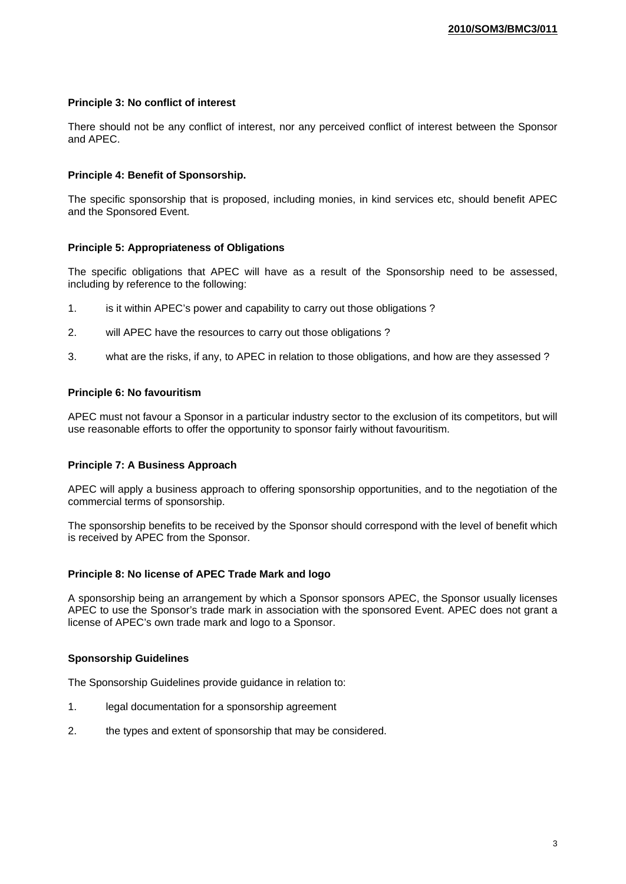**Principle 3: No conflict of interest**

There should not be any conflict of interest, nor any perceived conflict of interest between the Sponsor and APEC.

**Principle 4: Benefit of Sponsorship.**

The specific sponsorship that is proposed, including monies, in kind services etc, should benefit APEC and the Sponsored Event.

**Principle 5: Appropriateness of Obligations**

The specific obligations that APEC will have as a result of the Sponsorship need to be assessed, including by reference to the following:

1. is it within APEC's power and capability to carry out those obligations ?

2. will APEC have the resources to carry out those obligations ?

3. what are the risks, if any, to APEC in relation to those obligations, and how are they assessed ?

**Principle 6: No favouritism**

APEC must not favour a Sponsor in a particular industry sector to the exclusion of its competitors, but will use reasonable efforts to offer the opportunity to sponsor fairly without favouritism.

**Principle 7: A Business Approach**

APEC will apply a business approach to offering sponsorship opportunities, and to the negotiation of the commercial terms of sponsorship.

The sponsorship benefits to be received by the Sponsor should correspond with the level of benefit which is received by APEC from the Sponsor.

**Principle 8: No license of APEC Trade Mark and logo**

A sponsorship being an arrangement by which a Sponsor sponsors APEC, the Sponsor usually licenses APEC to use the Sponsor's trade mark in association with the sponsored Event. APEC does not grant a license of APEC's own trade mark and logo to a Sponsor.

**Sponsorship Guidelines**

The Sponsorship Guidelines provide guidance in relation to:

1. legal documentation for a sponsorship agreement

2. the types and extent of sponsorship that may be considered.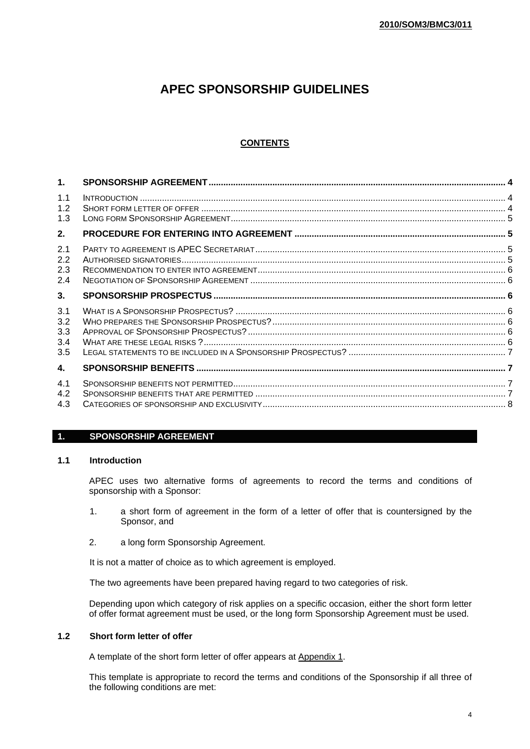2010/SOM3/BMC3/011

# APEC SPONSORSHIP GUIDELINES

## CONTENTS

| | | |
|---|---|---|
| **1.** | **SPONSORSHIP AGREEMENT** | **4** |
| 1.1 | INTRODUCTION | 4 |
| 1.2 | SHORT FORM LETTER OF OFFER | 4 |
| 1.3 | LONG FORM SPONSORSHIP AGREEMENT | 5 |
| **2.** | **PROCEDURE FOR ENTERING INTO AGREEMENT** | **5** |
| 2.1 | PARTY TO AGREEMENT IS APEC SECRETARIAT | 5 |
| 2.2 | AUTHORISED SIGNATORIES | 5 |
| 2.3 | RECOMMENDATION TO ENTER INTO AGREEMENT | 6 |
| 2.4 | NEGOTIATION OF SPONSORSHIP AGREEMENT | 6 |
| **3.** | **SPONSORSHIP PROSPECTUS** | **6** |
| 3.1 | WHAT IS A SPONSORSHIP PROSPECTUS? | 6 |
| 3.2 | WHO PREPARES THE SPONSORSHIP PROSPECTUS? | 6 |
| 3.3 | APPROVAL OF SPONSORSHIP PROSPECTUS? | 6 |
| 3.4 | WHAT ARE THESE LEGAL RISKS ? | 6 |
| 3.5 | LEGAL STATEMENTS TO BE INCLUDED IN A SPONSORSHIP PROSPECTUS? | 7 |
| **4.** | **SPONSORSHIP BENEFITS** | **7** |
| 4.1 | SPONSORSHIP BENEFITS NOT PERMITTED | 7 |
| 4.2 | SPONSORSHIP BENEFITS THAT ARE PERMITTED | 7 |
| 4.3 | CATEGORIES OF SPONSORSHIP AND EXCLUSIVITY | 8 |

## 1. SPONSORSHIP AGREEMENT

### 1.1 Introduction

APEC uses two alternative forms of agreements to record the terms and conditions of sponsorship with a Sponsor:

1. a short form of agreement in the form of a letter of offer that is countersigned by the Sponsor, and
2. a long form Sponsorship Agreement.

It is not a matter of choice as to which agreement is employed.

The two agreements have been prepared having regard to two categories of risk.

Depending upon which category of risk applies on a specific occasion, either the short form letter of offer format agreement must be used, or the long form Sponsorship Agreement must be used.

### 1.2 Short form letter of offer

A template of the short form letter of offer appears at Appendix 1.

This template is appropriate to record the terms and conditions of the Sponsorship if all three of the following conditions are met: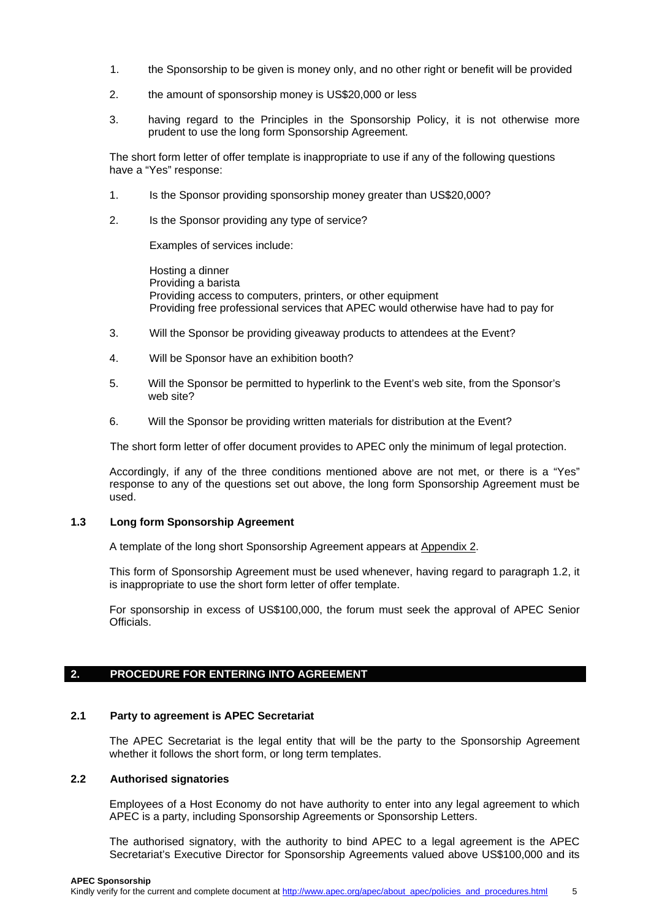1. the Sponsorship to be given is money only, and no other right or benefit will be provided
2. the amount of sponsorship money is US$20,000 or less
3. having regard to the Principles in the Sponsorship Policy, it is not otherwise more prudent to use the long form Sponsorship Agreement.

The short form letter of offer template is inappropriate to use if any of the following questions have a "Yes" response:

1. Is the Sponsor providing sponsorship money greater than US$20,000?
2. Is the Sponsor providing any type of service?

   Examples of services include:

   Hosting a dinner
   Providing a barista
   Providing access to computers, printers, or other equipment
   Providing free professional services that APEC would otherwise have had to pay for

3. Will the Sponsor be providing giveaway products to attendees at the Event?
4. Will be Sponsor have an exhibition booth?
5. Will the Sponsor be permitted to hyperlink to the Event's web site, from the Sponsor's web site?
6. Will the Sponsor be providing written materials for distribution at the Event?

The short form letter of offer document provides to APEC only the minimum of legal protection.

Accordingly, if any of the three conditions mentioned above are not met, or there is a "Yes" response to any of the questions set out above, the long form Sponsorship Agreement must be used.

### 1.3 Long form Sponsorship Agreement

A template of the long short Sponsorship Agreement appears at Appendix 2.

This form of Sponsorship Agreement must be used whenever, having regard to paragraph 1.2, it is inappropriate to use the short form letter of offer template.

For sponsorship in excess of US$100,000, the forum must seek the approval of APEC Senior Officials.

## 2. PROCEDURE FOR ENTERING INTO AGREEMENT

### 2.1 Party to agreement is APEC Secretariat

The APEC Secretariat is the legal entity that will be the party to the Sponsorship Agreement whether it follows the short form, or long term templates.

### 2.2 Authorised signatories

Employees of a Host Economy do not have authority to enter into any legal agreement to which APEC is a party, including Sponsorship Agreements or Sponsorship Letters.

The authorised signatory, with the authority to bind APEC to a legal agreement is the APEC Secretariat's Executive Director for Sponsorship Agreements valued above US$100,000 and its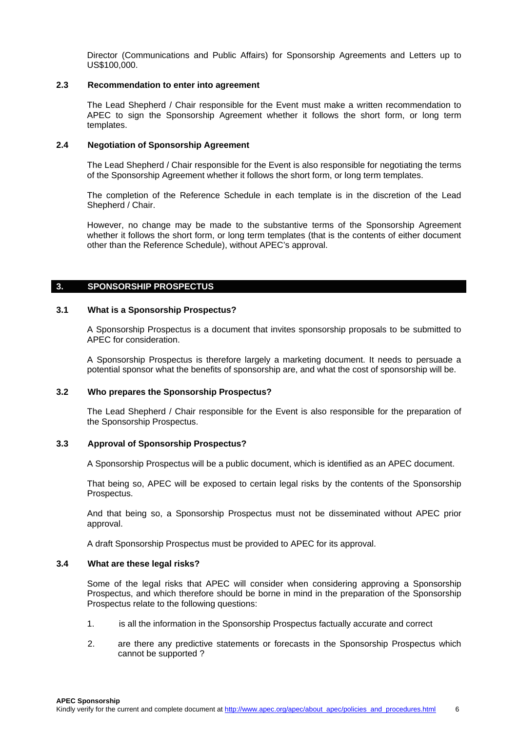Director (Communications and Public Affairs) for Sponsorship Agreements and Letters up to US$100,000.

### 2.3 Recommendation to enter into agreement

The Lead Shepherd / Chair responsible for the Event must make a written recommendation to APEC to sign the Sponsorship Agreement whether it follows the short form, or long term templates.

### 2.4 Negotiation of Sponsorship Agreement

The Lead Shepherd / Chair responsible for the Event is also responsible for negotiating the terms of the Sponsorship Agreement whether it follows the short form, or long term templates.

The completion of the Reference Schedule in each template is in the discretion of the Lead Shepherd / Chair.

However, no change may be made to the substantive terms of the Sponsorship Agreement whether it follows the short form, or long term templates (that is the contents of either document other than the Reference Schedule), without APEC's approval.

## 3. SPONSORSHIP PROSPECTUS

### 3.1 What is a Sponsorship Prospectus?

A Sponsorship Prospectus is a document that invites sponsorship proposals to be submitted to APEC for consideration.

A Sponsorship Prospectus is therefore largely a marketing document. It needs to persuade a potential sponsor what the benefits of sponsorship are, and what the cost of sponsorship will be.

### 3.2 Who prepares the Sponsorship Prospectus?

The Lead Shepherd / Chair responsible for the Event is also responsible for the preparation of the Sponsorship Prospectus.

### 3.3 Approval of Sponsorship Prospectus?

A Sponsorship Prospectus will be a public document, which is identified as an APEC document.

That being so, APEC will be exposed to certain legal risks by the contents of the Sponsorship Prospectus.

And that being so, a Sponsorship Prospectus must not be disseminated without APEC prior approval.

A draft Sponsorship Prospectus must be provided to APEC for its approval.

### 3.4 What are these legal risks?

Some of the legal risks that APEC will consider when considering approving a Sponsorship Prospectus, and which therefore should be borne in mind in the preparation of the Sponsorship Prospectus relate to the following questions:

1. is all the information in the Sponsorship Prospectus factually accurate and correct
2. are there any predictive statements or forecasts in the Sponsorship Prospectus which cannot be supported ?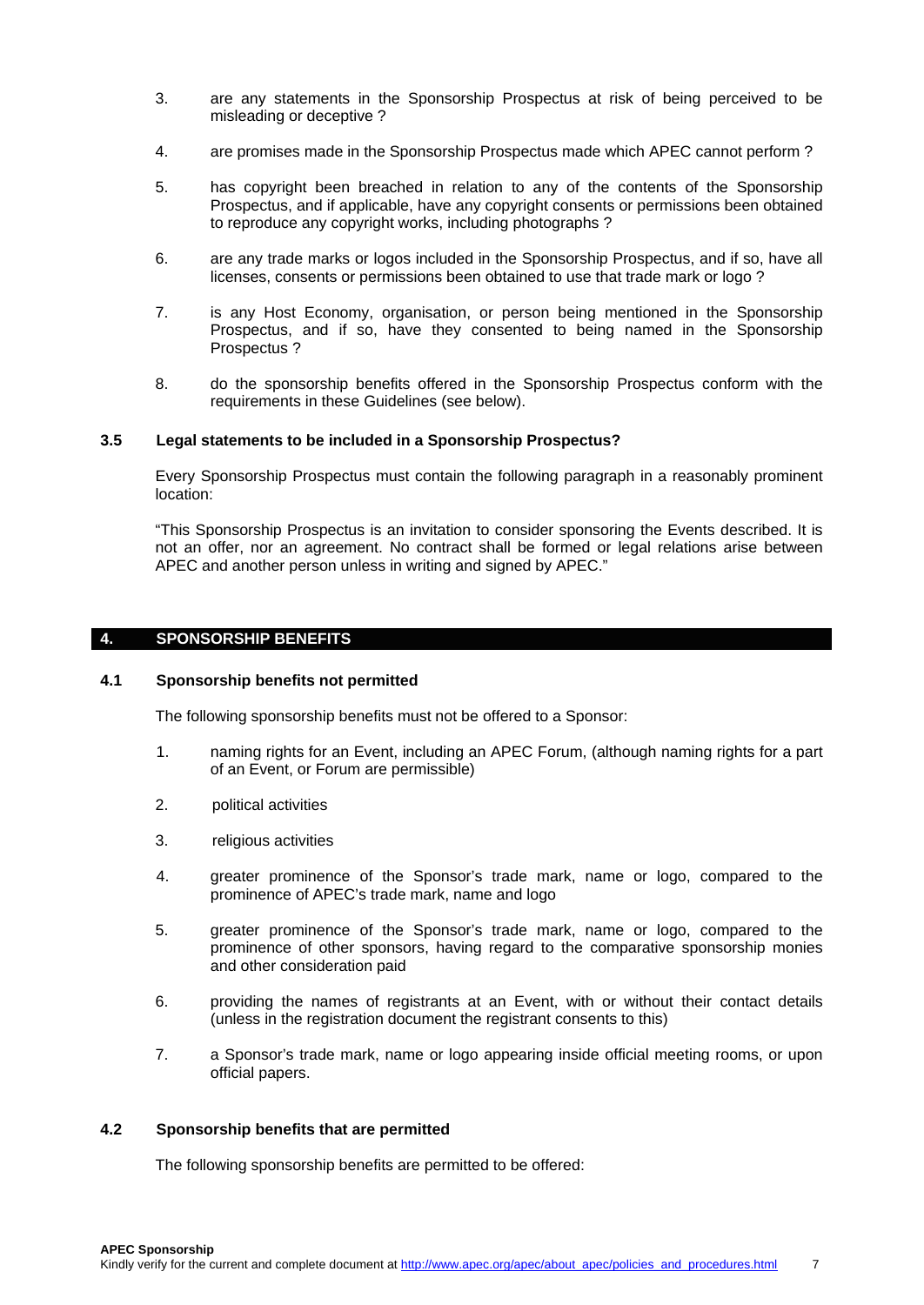3. are any statements in the Sponsorship Prospectus at risk of being perceived to be misleading or deceptive ?

4. are promises made in the Sponsorship Prospectus made which APEC cannot perform ?

5. has copyright been breached in relation to any of the contents of the Sponsorship Prospectus, and if applicable, have any copyright consents or permissions been obtained to reproduce any copyright works, including photographs ?

6. are any trade marks or logos included in the Sponsorship Prospectus, and if so, have all licenses, consents or permissions been obtained to use that trade mark or logo ?

7. is any Host Economy, organisation, or person being mentioned in the Sponsorship Prospectus, and if so, have they consented to being named in the Sponsorship Prospectus ?

8. do the sponsorship benefits offered in the Sponsorship Prospectus conform with the requirements in these Guidelines (see below).

### 3.5 Legal statements to be included in a Sponsorship Prospectus?

Every Sponsorship Prospectus must contain the following paragraph in a reasonably prominent location:

"This Sponsorship Prospectus is an invitation to consider sponsoring the Events described. It is not an offer, nor an agreement. No contract shall be formed or legal relations arise between APEC and another person unless in writing and signed by APEC."

## 4. SPONSORSHIP BENEFITS

### 4.1 Sponsorship benefits not permitted

The following sponsorship benefits must not be offered to a Sponsor:

1. naming rights for an Event, including an APEC Forum, (although naming rights for a part of an Event, or Forum are permissible)

2. political activities

3. religious activities

4. greater prominence of the Sponsor's trade mark, name or logo, compared to the prominence of APEC's trade mark, name and logo

5. greater prominence of the Sponsor's trade mark, name or logo, compared to the prominence of other sponsors, having regard to the comparative sponsorship monies and other consideration paid

6. providing the names of registrants at an Event, with or without their contact details (unless in the registration document the registrant consents to this)

7. a Sponsor's trade mark, name or logo appearing inside official meeting rooms, or upon official papers.

### 4.2 Sponsorship benefits that are permitted

The following sponsorship benefits are permitted to be offered: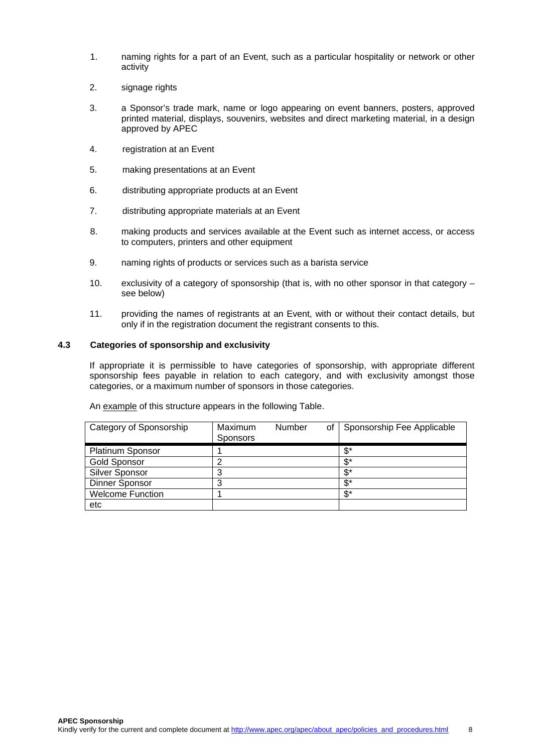1. naming rights for a part of an Event, such as a particular hospitality or network or other activity

2. signage rights

3. a Sponsor's trade mark, name or logo appearing on event banners, posters, approved printed material, displays, souvenirs, websites and direct marketing material, in a design approved by APEC

4. registration at an Event

5. making presentations at an Event

6. distributing appropriate products at an Event

7. distributing appropriate materials at an Event

8. making products and services available at the Event such as internet access, or access to computers, printers and other equipment

9. naming rights of products or services such as a barista service

10. exclusivity of a category of sponsorship (that is, with no other sponsor in that category – see below)

11. providing the names of registrants at an Event, with or without their contact details, but only if in the registration document the registrant consents to this.

### 4.3 Categories of sponsorship and exclusivity

If appropriate it is permissible to have categories of sponsorship, with appropriate different sponsorship fees payable in relation to each category, and with exclusivity amongst those categories, or a maximum number of sponsors in those categories.

An example of this structure appears in the following Table.

| Category of Sponsorship | Maximum Number of Sponsors | Sponsorship Fee Applicable |
|---|---|---|
| Platinum Sponsor | 1 | $* |
| Gold Sponsor | 2 | $* |
| Silver Sponsor | 3 | $* |
| Dinner Sponsor | 3 | $* |
| Welcome Function | 1 | $* |
| etc | | |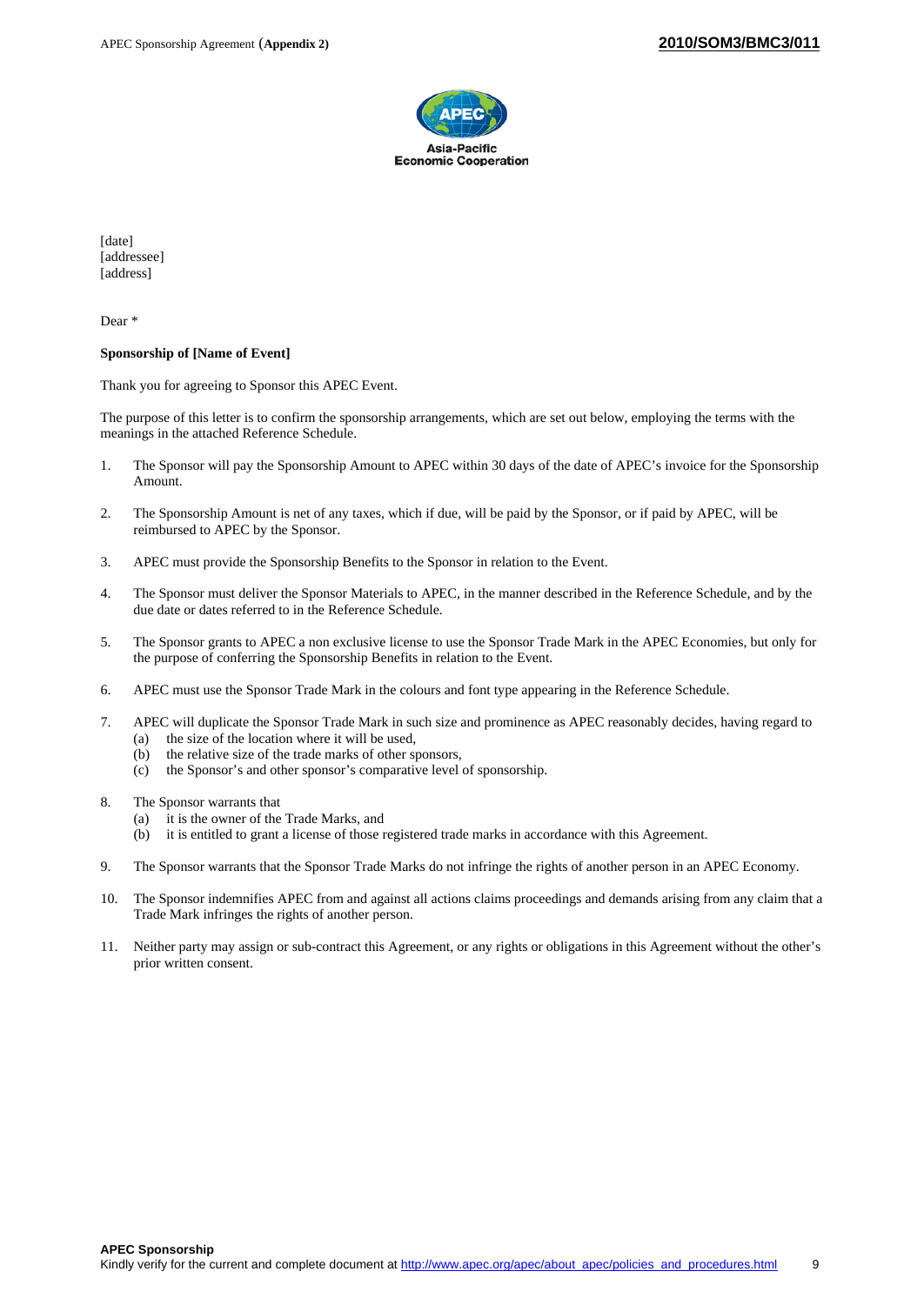APEC Sponsorship Agreement (**Appendix 2**)

**2010/SOM3/BMC3/011**

Asia-Pacific
Economic Cooperation

[date]
[addressee]
[address]

Dear *

**Sponsorship of [Name of Event]**

Thank you for agreeing to Sponsor this APEC Event.

The purpose of this letter is to confirm the sponsorship arrangements, which are set out below, employing the terms with the meanings in the attached Reference Schedule.

1. The Sponsor will pay the Sponsorship Amount to APEC within 30 days of the date of APEC's invoice for the Sponsorship Amount.

2. The Sponsorship Amount is net of any taxes, which if due, will be paid by the Sponsor, or if paid by APEC, will be reimbursed to APEC by the Sponsor.

3. APEC must provide the Sponsorship Benefits to the Sponsor in relation to the Event.

4. The Sponsor must deliver the Sponsor Materials to APEC, in the manner described in the Reference Schedule, and by the due date or dates referred to in the Reference Schedule.

5. The Sponsor grants to APEC a non exclusive license to use the Sponsor Trade Mark in the APEC Economies, but only for the purpose of conferring the Sponsorship Benefits in relation to the Event.

6. APEC must use the Sponsor Trade Mark in the colours and font type appearing in the Reference Schedule.

7. APEC will duplicate the Sponsor Trade Mark in such size and prominence as APEC reasonably decides, having regard to
   (a) the size of the location where it will be used,
   (b) the relative size of the trade marks of other sponsors,
   (c) the Sponsor's and other sponsor's comparative level of sponsorship.

8. The Sponsor warrants that
   (a) it is the owner of the Trade Marks, and
   (b) it is entitled to grant a license of those registered trade marks in accordance with this Agreement.

9. The Sponsor warrants that the Sponsor Trade Marks do not infringe the rights of another person in an APEC Economy.

10. The Sponsor indemnifies APEC from and against all actions claims proceedings and demands arising from any claim that a Trade Mark infringes the rights of another person.

11. Neither party may assign or sub-contract this Agreement, or any rights or obligations in this Agreement without the other's prior written consent.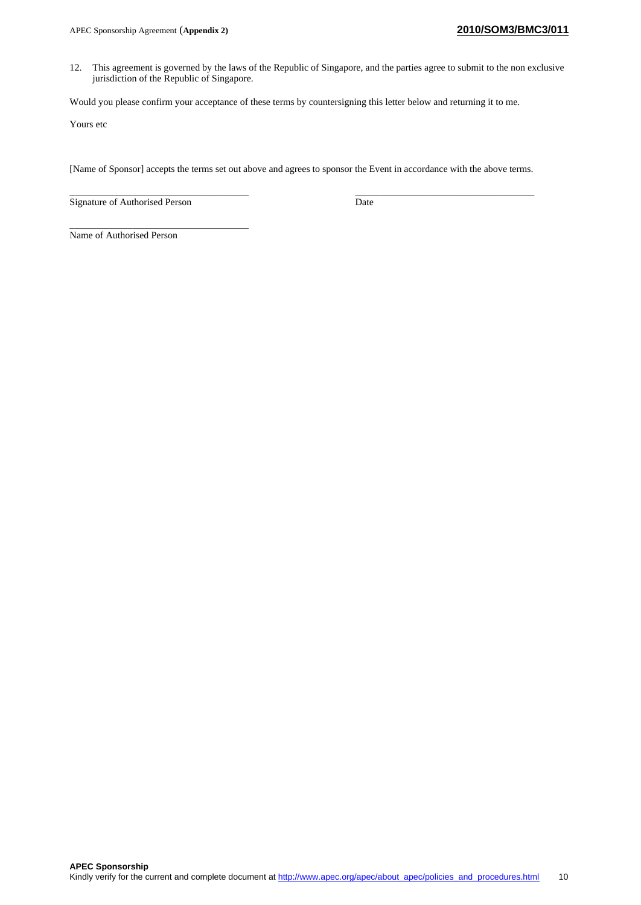12. This agreement is governed by the laws of the Republic of Singapore, and the parties agree to submit to the non exclusive jurisdiction of the Republic of Singapore.

Would you please confirm your acceptance of these terms by countersigning this letter below and returning it to me.

Yours etc

[Name of Sponsor] accepts the terms set out above and agrees to sponsor the Event in accordance with the above terms.

\_\_\_\_\_\_\_\_\_\_\_\_\_\_\_\_\_\_\_\_\_\_\_\_\_\_\_\_\_\_\_\_\_\_\_\_
Signature of Authorised Person

\_\_\_\_\_\_\_\_\_\_\_\_\_\_\_\_\_\_\_\_\_\_\_\_\_\_\_\_\_\_\_\_\_\_\_\_
Date

\_\_\_\_\_\_\_\_\_\_\_\_\_\_\_\_\_\_\_\_\_\_\_\_\_\_\_\_\_\_\_\_\_\_\_\_
Name of Authorised Person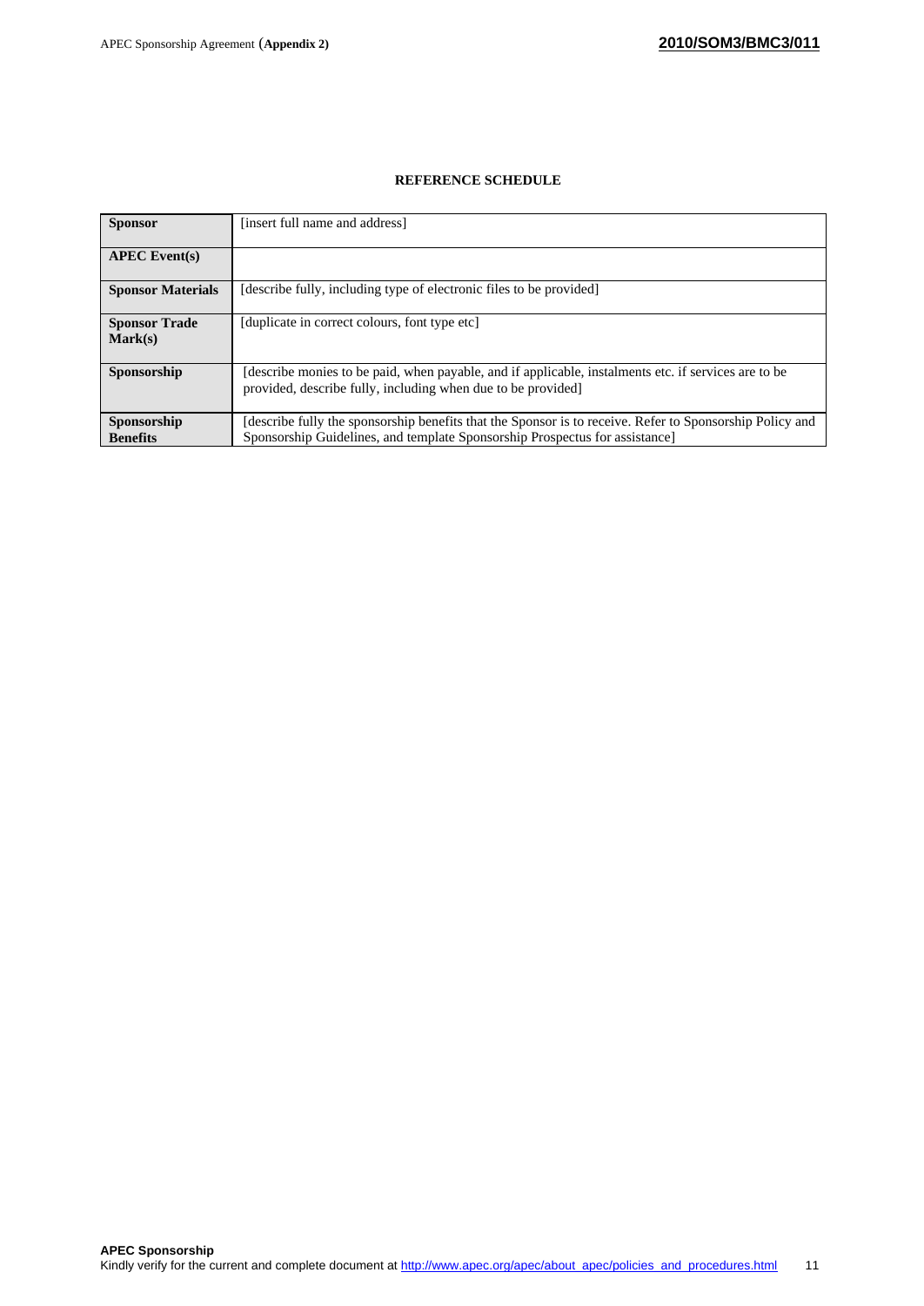## REFERENCE SCHEDULE

| | |
|---|---|
| **Sponsor** | [insert full name and address] |
| **APEC Event(s)** | |
| **Sponsor Materials** | [describe fully, including type of electronic files to be provided] |
| **Sponsor Trade Mark(s)** | [duplicate in correct colours, font type etc] |
| **Sponsorship** | [describe monies to be paid, when payable, and if applicable, instalments etc. if services are to be provided, describe fully, including when due to be provided] |
| **Sponsorship Benefits** | [describe fully the sponsorship benefits that the Sponsor is to receive. Refer to Sponsorship Policy and Sponsorship Guidelines, and template Sponsorship Prospectus for assistance] |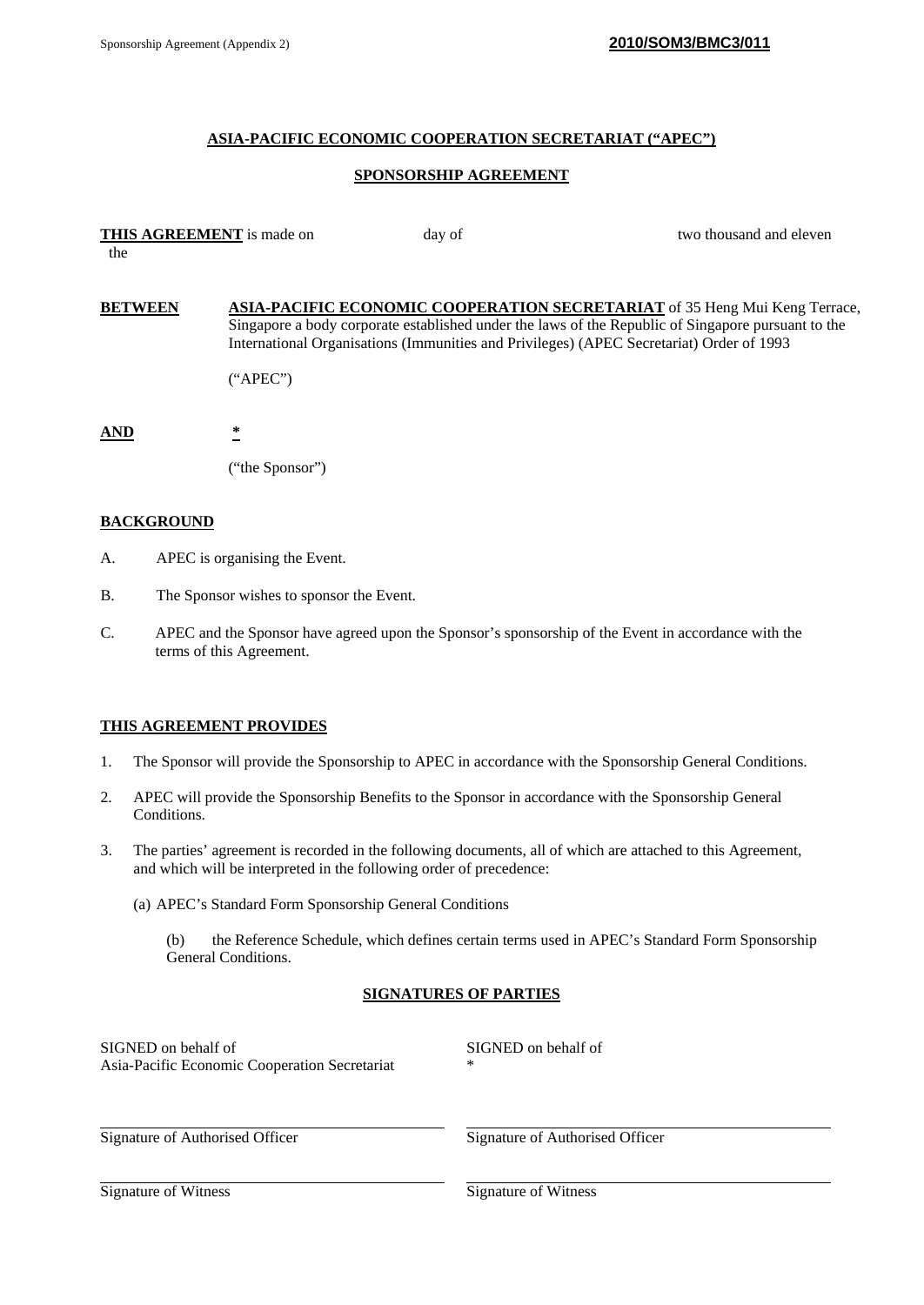# ASIA-PACIFIC ECONOMIC COOPERATION SECRETARIAT ("APEC")

## SPONSORSHIP AGREEMENT

**THIS AGREEMENT** is made on the day of two thousand and eleven

**BETWEEN** **ASIA-PACIFIC ECONOMIC COOPERATION SECRETARIAT** of 35 Heng Mui Keng Terrace, Singapore a body corporate established under the laws of the Republic of Singapore pursuant to the International Organisations (Immunities and Privileges) (APEC Secretariat) Order of 1993

("APEC")

**AND** *

("the Sponsor")

**BACKGROUND**

A. APEC is organising the Event.

B. The Sponsor wishes to sponsor the Event.

C. APEC and the Sponsor have agreed upon the Sponsor's sponsorship of the Event in accordance with the terms of this Agreement.

**THIS AGREEMENT PROVIDES**

1. The Sponsor will provide the Sponsorship to APEC in accordance with the Sponsorship General Conditions.

2. APEC will provide the Sponsorship Benefits to the Sponsor in accordance with the Sponsorship General Conditions.

3. The parties' agreement is recorded in the following documents, all of which are attached to this Agreement, and which will be interpreted in the following order of precedence:

   (a) APEC's Standard Form Sponsorship General Conditions

   (b) the Reference Schedule, which defines certain terms used in APEC's Standard Form Sponsorship General Conditions.

**SIGNATURES OF PARTIES**

| SIGNED on behalf of Asia-Pacific Economic Cooperation Secretariat | SIGNED on behalf of * |
|---|---|
| Signature of Authorised Officer | Signature of Authorised Officer |
| Signature of Witness | Signature of Witness |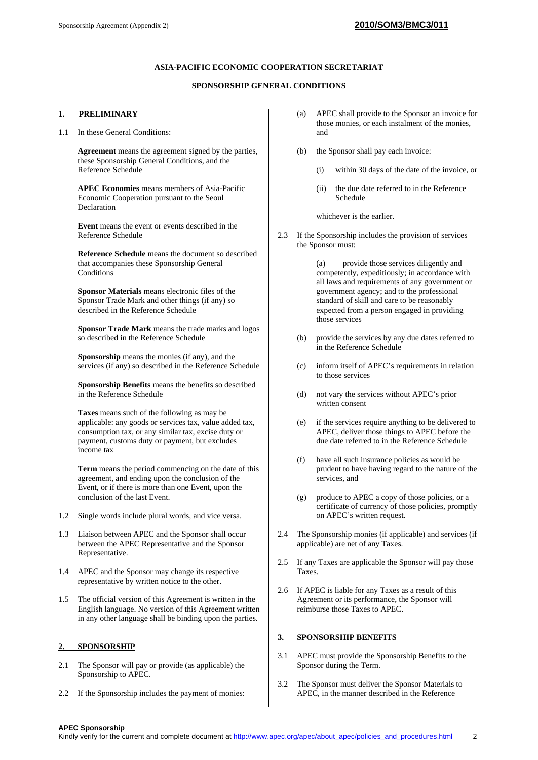**ASIA-PACIFIC ECONOMIC COOPERATION SECRETARIAT**

**SPONSORSHIP GENERAL CONDITIONS**

## 1. PRELIMINARY

1.1 In these General Conditions:

**Agreement** means the agreement signed by the parties, these Sponsorship General Conditions, and the Reference Schedule

**APEC Economies** means members of Asia-Pacific Economic Cooperation pursuant to the Seoul Declaration

**Event** means the event or events described in the Reference Schedule

**Reference Schedule** means the document so described that accompanies these Sponsorship General Conditions

**Sponsor Materials** means electronic files of the Sponsor Trade Mark and other things (if any) so described in the Reference Schedule

**Sponsor Trade Mark** means the trade marks and logos so described in the Reference Schedule

**Sponsorship** means the monies (if any), and the services (if any) so described in the Reference Schedule

**Sponsorship Benefits** means the benefits so described in the Reference Schedule

**Taxes** means such of the following as may be applicable: any goods or services tax, value added tax, consumption tax, or any similar tax, excise duty or payment, customs duty or payment, but excludes income tax

**Term** means the period commencing on the date of this agreement, and ending upon the conclusion of the Event, or if there is more than one Event, upon the conclusion of the last Event.

1.2 Single words include plural words, and vice versa.

1.3 Liaison between APEC and the Sponsor shall occur between the APEC Representative and the Sponsor Representative.

1.4 APEC and the Sponsor may change its respective representative by written notice to the other.

1.5 The official version of this Agreement is written in the English language. No version of this Agreement written in any other language shall be binding upon the parties.

## 2. SPONSORSHIP

2.1 The Sponsor will pay or provide (as applicable) the Sponsorship to APEC.

2.2 If the Sponsorship includes the payment of monies:

(a) APEC shall provide to the Sponsor an invoice for those monies, or each instalment of the monies, and

(b) the Sponsor shall pay each invoice:

(i) within 30 days of the date of the invoice, or

(ii) the due date referred to in the Reference Schedule

whichever is the earlier.

2.3 If the Sponsorship includes the provision of services the Sponsor must:

(a) provide those services diligently and competently, expeditiously; in accordance with all laws and requirements of any government or government agency; and to the professional standard of skill and care to be reasonably expected from a person engaged in providing those services

(b) provide the services by any due dates referred to in the Reference Schedule

(c) inform itself of APEC's requirements in relation to those services

(d) not vary the services without APEC's prior written consent

(e) if the services require anything to be delivered to APEC, deliver those things to APEC before the due date referred to in the Reference Schedule

(f) have all such insurance policies as would be prudent to have having regard to the nature of the services, and

(g) produce to APEC a copy of those policies, or a certificate of currency of those policies, promptly on APEC's written request.

2.4 The Sponsorship monies (if applicable) and services (if applicable) are net of any Taxes.

2.5 If any Taxes are applicable the Sponsor will pay those Taxes.

2.6 If APEC is liable for any Taxes as a result of this Agreement or its performance, the Sponsor will reimburse those Taxes to APEC.

## 3. SPONSORSHIP BENEFITS

3.1 APEC must provide the Sponsorship Benefits to the Sponsor during the Term.

3.2 The Sponsor must deliver the Sponsor Materials to APEC, in the manner described in the Reference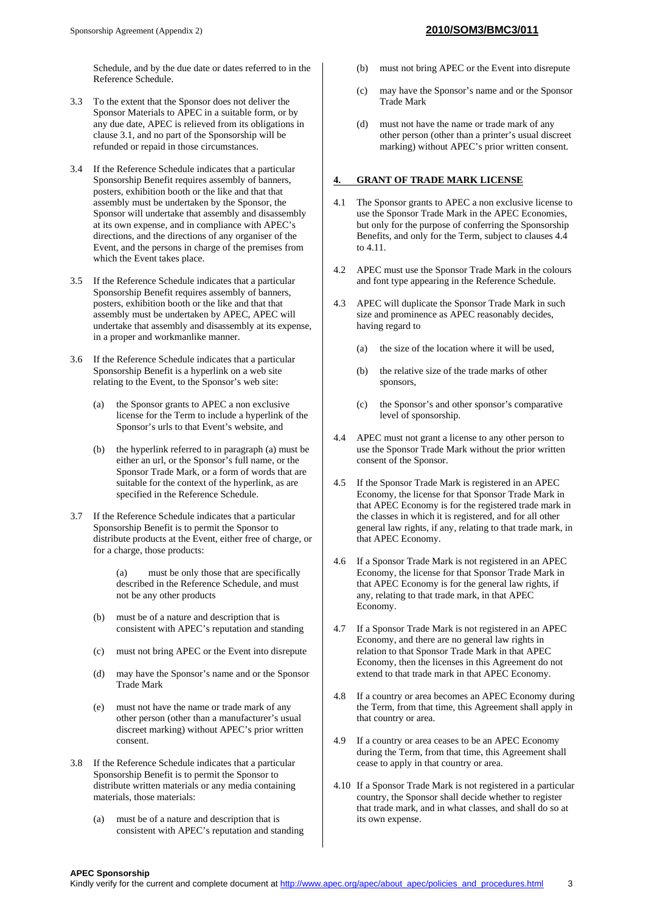Schedule, and by the due date or dates referred to in the Reference Schedule.

3.3 To the extent that the Sponsor does not deliver the Sponsor Materials to APEC in a suitable form, or by any due date, APEC is relieved from its obligations in clause 3.1, and no part of the Sponsorship will be refunded or repaid in those circumstances.

3.4 If the Reference Schedule indicates that a particular Sponsorship Benefit requires assembly of banners, posters, exhibition booth or the like and that that assembly must be undertaken by the Sponsor, the Sponsor will undertake that assembly and disassembly at its own expense, and in compliance with APEC's directions, and the directions of any organiser of the Event, and the persons in charge of the premises from which the Event takes place.

3.5 If the Reference Schedule indicates that a particular Sponsorship Benefit requires assembly of banners, posters, exhibition booth or the like and that that assembly must be undertaken by APEC, APEC will undertake that assembly and disassembly at its expense, in a proper and workmanlike manner.

3.6 If the Reference Schedule indicates that a particular Sponsorship Benefit is a hyperlink on a web site relating to the Event, to the Sponsor's web site:

(a) the Sponsor grants to APEC a non exclusive license for the Term to include a hyperlink of the Sponsor's urls to that Event's website, and

(b) the hyperlink referred to in paragraph (a) must be either an url, or the Sponsor's full name, or the Sponsor Trade Mark, or a form of words that are suitable for the context of the hyperlink, as are specified in the Reference Schedule.

3.7 If the Reference Schedule indicates that a particular Sponsorship Benefit is to permit the Sponsor to distribute products at the Event, either free of charge, or for a charge, those products:

(a) must be only those that are specifically described in the Reference Schedule, and must not be any other products

(b) must be of a nature and description that is consistent with APEC's reputation and standing

(c) must not bring APEC or the Event into disrepute

(d) may have the Sponsor's name and or the Sponsor Trade Mark

(e) must not have the name or trade mark of any other person (other than a manufacturer's usual discreet marking) without APEC's prior written consent.

3.8 If the Reference Schedule indicates that a particular Sponsorship Benefit is to permit the Sponsor to distribute written materials or any media containing materials, those materials:

(a) must be of a nature and description that is consistent with APEC's reputation and standing

(b) must not bring APEC or the Event into disrepute

(c) may have the Sponsor's name and or the Sponsor Trade Mark

(d) must not have the name or trade mark of any other person (other than a printer's usual discreet marking) without APEC's prior written consent.

## 4. GRANT OF TRADE MARK LICENSE

4.1 The Sponsor grants to APEC a non exclusive license to use the Sponsor Trade Mark in the APEC Economies, but only for the purpose of conferring the Sponsorship Benefits, and only for the Term, subject to clauses 4.4 to 4.11.

4.2 APEC must use the Sponsor Trade Mark in the colours and font type appearing in the Reference Schedule.

4.3 APEC will duplicate the Sponsor Trade Mark in such size and prominence as APEC reasonably decides, having regard to

(a) the size of the location where it will be used,

(b) the relative size of the trade marks of other sponsors,

(c) the Sponsor's and other sponsor's comparative level of sponsorship.

4.4 APEC must not grant a license to any other person to use the Sponsor Trade Mark without the prior written consent of the Sponsor.

4.5 If the Sponsor Trade Mark is registered in an APEC Economy, the license for that Sponsor Trade Mark in that APEC Economy is for the registered trade mark in the classes in which it is registered, and for all other general law rights, if any, relating to that trade mark, in that APEC Economy.

4.6 If a Sponsor Trade Mark is not registered in an APEC Economy, the license for that Sponsor Trade Mark in that APEC Economy is for the general law rights, if any, relating to that trade mark, in that APEC Economy.

4.7 If a Sponsor Trade Mark is not registered in an APEC Economy, and there are no general law rights in relation to that Sponsor Trade Mark in that APEC Economy, then the licenses in this Agreement do not extend to that trade mark in that APEC Economy.

4.8 If a country or area becomes an APEC Economy during the Term, from that time, this Agreement shall apply in that country or area.

4.9 If a country or area ceases to be an APEC Economy during the Term, from that time, this Agreement shall cease to apply in that country or area.

4.10 If a Sponsor Trade Mark is not registered in a particular country, the Sponsor shall decide whether to register that trade mark, and in what classes, and shall do so at its own expense.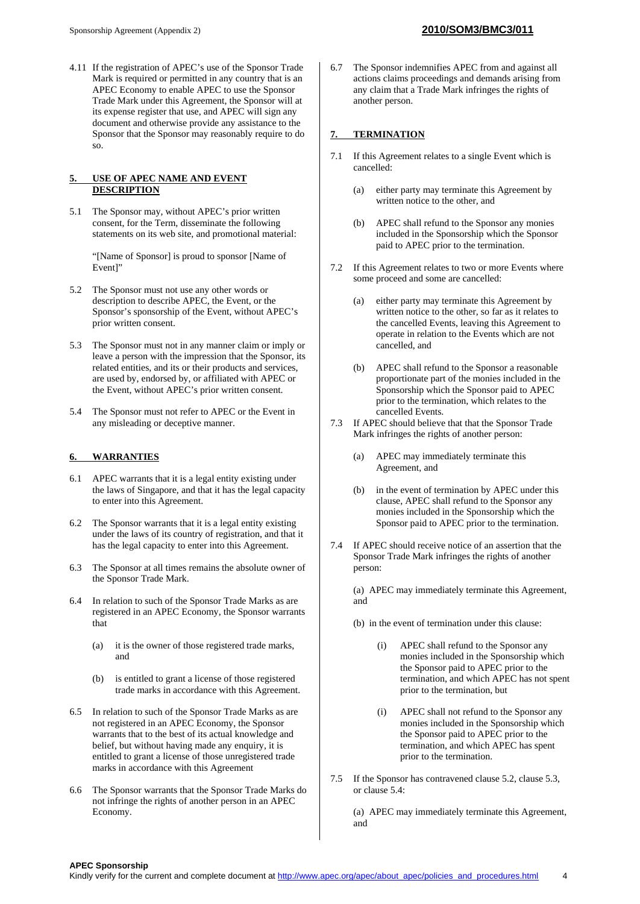4.11 If the registration of APEC's use of the Sponsor Trade Mark is required or permitted in any country that is an APEC Economy to enable APEC to use the Sponsor Trade Mark under this Agreement, the Sponsor will at its expense register that use, and APEC will sign any document and otherwise provide any assistance to the Sponsor that the Sponsor may reasonably require to do so.

## 5. USE OF APEC NAME AND EVENT DESCRIPTION

5.1 The Sponsor may, without APEC's prior written consent, for the Term, disseminate the following statements on its web site, and promotional material:

"[Name of Sponsor] is proud to sponsor [Name of Event]"

5.2 The Sponsor must not use any other words or description to describe APEC, the Event, or the Sponsor's sponsorship of the Event, without APEC's prior written consent.

5.3 The Sponsor must not in any manner claim or imply or leave a person with the impression that the Sponsor, its related entities, and its or their products and services, are used by, endorsed by, or affiliated with APEC or the Event, without APEC's prior written consent.

5.4 The Sponsor must not refer to APEC or the Event in any misleading or deceptive manner.

## 6. WARRANTIES

6.1 APEC warrants that it is a legal entity existing under the laws of Singapore, and that it has the legal capacity to enter into this Agreement.

6.2 The Sponsor warrants that it is a legal entity existing under the laws of its country of registration, and that it has the legal capacity to enter into this Agreement.

6.3 The Sponsor at all times remains the absolute owner of the Sponsor Trade Mark.

6.4 In relation to such of the Sponsor Trade Marks as are registered in an APEC Economy, the Sponsor warrants that

(a) it is the owner of those registered trade marks, and

(b) is entitled to grant a license of those registered trade marks in accordance with this Agreement.

6.5 In relation to such of the Sponsor Trade Marks as are not registered in an APEC Economy, the Sponsor warrants that to the best of its actual knowledge and belief, but without having made any enquiry, it is entitled to grant a license of those unregistered trade marks in accordance with this Agreement

6.6 The Sponsor warrants that the Sponsor Trade Marks do not infringe the rights of another person in an APEC Economy.

6.7 The Sponsor indemnifies APEC from and against all actions claims proceedings and demands arising from any claim that a Trade Mark infringes the rights of another person.

## 7. TERMINATION

7.1 If this Agreement relates to a single Event which is cancelled:

(a) either party may terminate this Agreement by written notice to the other, and

(b) APEC shall refund to the Sponsor any monies included in the Sponsorship which the Sponsor paid to APEC prior to the termination.

7.2 If this Agreement relates to two or more Events where some proceed and some are cancelled:

(a) either party may terminate this Agreement by written notice to the other, so far as it relates to the cancelled Events, leaving this Agreement to operate in relation to the Events which are not cancelled, and

(b) APEC shall refund to the Sponsor a reasonable proportionate part of the monies included in the Sponsorship which the Sponsor paid to APEC prior to the termination, which relates to the cancelled Events.

7.3 If APEC should believe that that the Sponsor Trade Mark infringes the rights of another person:

(a) APEC may immediately terminate this Agreement, and

(b) in the event of termination by APEC under this clause, APEC shall refund to the Sponsor any monies included in the Sponsorship which the Sponsor paid to APEC prior to the termination.

7.4 If APEC should receive notice of an assertion that the Sponsor Trade Mark infringes the rights of another person:

(a) APEC may immediately terminate this Agreement, and

(b) in the event of termination under this clause:

(i) APEC shall refund to the Sponsor any monies included in the Sponsorship which the Sponsor paid to APEC prior to the termination, and which APEC has not spent prior to the termination, but

(i) APEC shall not refund to the Sponsor any monies included in the Sponsorship which the Sponsor paid to APEC prior to the termination, and which APEC has spent prior to the termination.

7.5 If the Sponsor has contravened clause 5.2, clause 5.3, or clause 5.4:

(a) APEC may immediately terminate this Agreement, and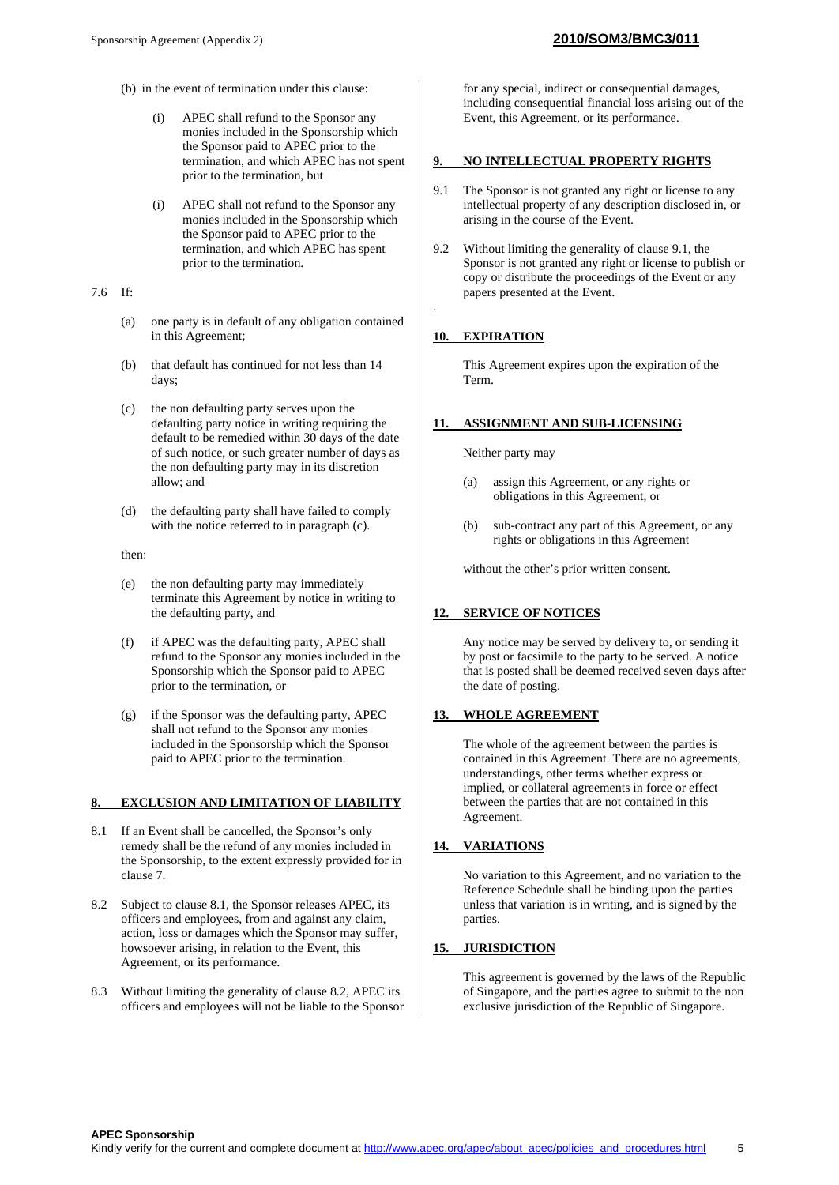(b) in the event of termination under this clause:

   (i) APEC shall refund to the Sponsor any monies included in the Sponsorship which the Sponsor paid to APEC prior to the termination, and which APEC has not spent prior to the termination, but

   (i) APEC shall not refund to the Sponsor any monies included in the Sponsorship which the Sponsor paid to APEC prior to the termination, and which APEC has spent prior to the termination.

7.6 If:

(a) one party is in default of any obligation contained in this Agreement;

(b) that default has continued for not less than 14 days;

(c) the non defaulting party serves upon the defaulting party notice in writing requiring the default to be remedied within 30 days of the date of such notice, or such greater number of days as the non defaulting party may in its discretion allow; and

(d) the defaulting party shall have failed to comply with the notice referred to in paragraph (c).

then:

(e) the non defaulting party may immediately terminate this Agreement by notice in writing to the defaulting party, and

(f) if APEC was the defaulting party, APEC shall refund to the Sponsor any monies included in the Sponsorship which the Sponsor paid to APEC prior to the termination, or

(g) if the Sponsor was the defaulting party, APEC shall not refund to the Sponsor any monies included in the Sponsorship which the Sponsor paid to APEC prior to the termination.

## 8. EXCLUSION AND LIMITATION OF LIABILITY

8.1 If an Event shall be cancelled, the Sponsor's only remedy shall be the refund of any monies included in the Sponsorship, to the extent expressly provided for in clause 7.

8.2 Subject to clause 8.1, the Sponsor releases APEC, its officers and employees, from and against any claim, action, loss or damages which the Sponsor may suffer, howsoever arising, in relation to the Event, this Agreement, or its performance.

8.3 Without limiting the generality of clause 8.2, APEC its officers and employees will not be liable to the Sponsor for any special, indirect or consequential damages, including consequential financial loss arising out of the Event, this Agreement, or its performance.

## 9. NO INTELLECTUAL PROPERTY RIGHTS

9.1 The Sponsor is not granted any right or license to any intellectual property of any description disclosed in, or arising in the course of the Event.

9.2 Without limiting the generality of clause 9.1, the Sponsor is not granted any right or license to publish or copy or distribute the proceedings of the Event or any papers presented at the Event.

## 10. EXPIRATION

This Agreement expires upon the expiration of the Term.

## 11. ASSIGNMENT AND SUB-LICENSING

Neither party may

(a) assign this Agreement, or any rights or obligations in this Agreement, or

(b) sub-contract any part of this Agreement, or any rights or obligations in this Agreement

without the other's prior written consent.

## 12. SERVICE OF NOTICES

Any notice may be served by delivery to, or sending it by post or facsimile to the party to be served. A notice that is posted shall be deemed received seven days after the date of posting.

## 13. WHOLE AGREEMENT

The whole of the agreement between the parties is contained in this Agreement. There are no agreements, understandings, other terms whether express or implied, or collateral agreements in force or effect between the parties that are not contained in this Agreement.

## 14. VARIATIONS

No variation to this Agreement, and no variation to the Reference Schedule shall be binding upon the parties unless that variation is in writing, and is signed by the parties.

## 15. JURISDICTION

This agreement is governed by the laws of the Republic of Singapore, and the parties agree to submit to the non exclusive jurisdiction of the Republic of Singapore.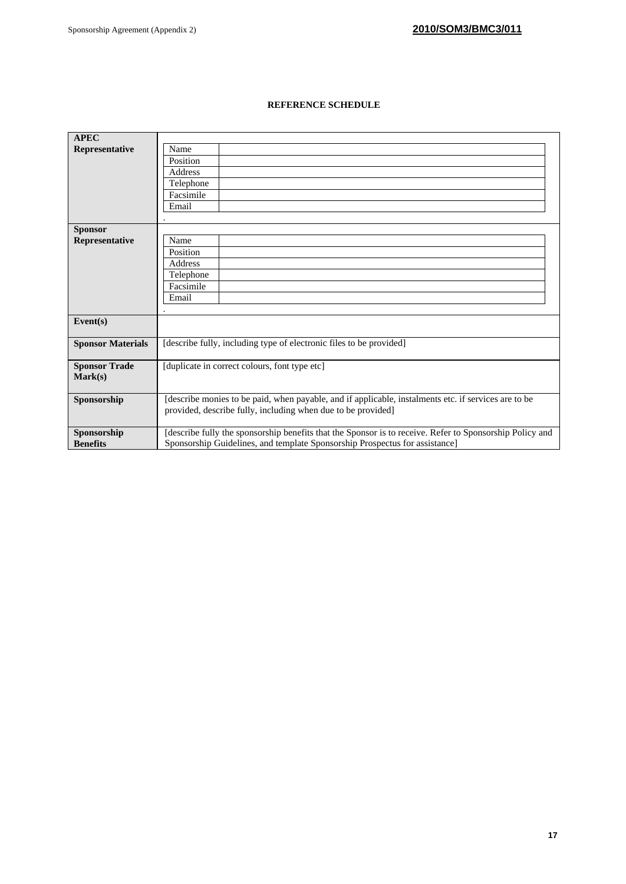# REFERENCE SCHEDULE

| | | |
|---|---|---|
| **APEC Representative** | Name | |
| | Position | |
| | Address | |
| | Telephone | |
| | Facsimile | |
| | Email | |
| **Sponsor Representative** | Name | |
| | Position | |
| | Address | |
| | Telephone | |
| | Facsimile | |
| | Email | |
| **Event(s)** | | |
| **Sponsor Materials** | [describe fully, including type of electronic files to be provided] | |
| **Sponsor Trade Mark(s)** | [duplicate in correct colours, font type etc] | |
| **Sponsorship** | [describe monies to be paid, when payable, and if applicable, instalments etc. if services are to be provided, describe fully, including when due to be provided] | |
| **Sponsorship Benefits** | [describe fully the sponsorship benefits that the Sponsor is to receive. Refer to Sponsorship Policy and Sponsorship Guidelines, and template Sponsorship Prospectus for assistance] | |